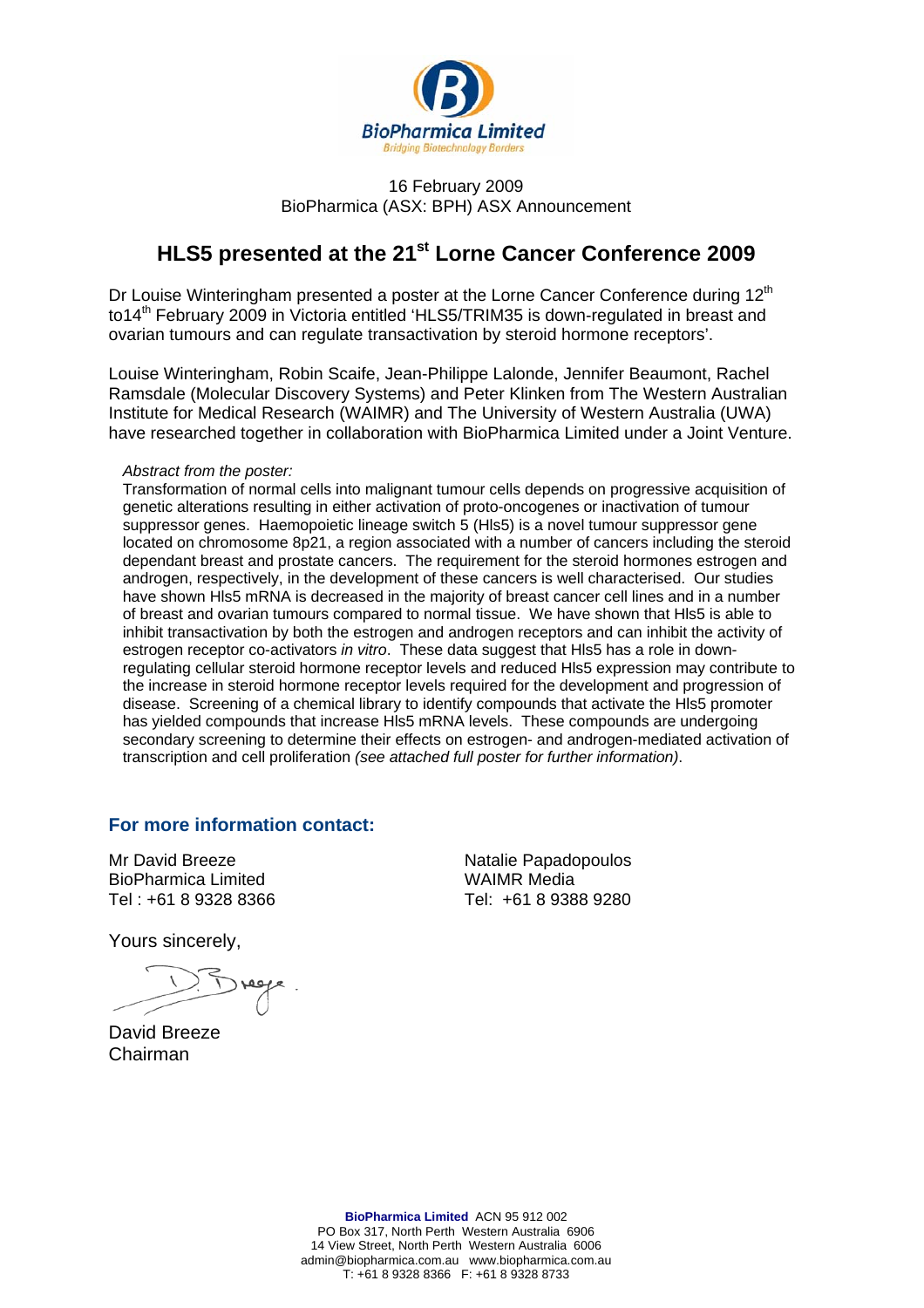BioPharmica Limited

*Bridging Biotechnology Borders*

16 February 2009
BioPharmica (ASX: BPH) ASX Announcement

# HLS5 presented at the 21st Lorne Cancer Conference 2009

Dr Louise Winteringham presented a poster at the Lorne Cancer Conference during 12th to14th February 2009 in Victoria entitled 'HLS5/TRIM35 is down-regulated in breast and ovarian tumours and can regulate transactivation by steroid hormone receptors'.

Louise Winteringham, Robin Scaife, Jean-Philippe Lalonde, Jennifer Beaumont, Rachel Ramsdale (Molecular Discovery Systems) and Peter Klinken from The Western Australian Institute for Medical Research (WAIMR) and The University of Western Australia (UWA) have researched together in collaboration with BioPharmica Limited under a Joint Venture.

*Abstract from the poster:*

Transformation of normal cells into malignant tumour cells depends on progressive acquisition of genetic alterations resulting in either activation of proto-oncogenes or inactivation of tumour suppressor genes. Haemopoietic lineage switch 5 (Hls5) is a novel tumour suppressor gene located on chromosome 8p21, a region associated with a number of cancers including the steroid dependant breast and prostate cancers. The requirement for the steroid hormones estrogen and androgen, respectively, in the development of these cancers is well characterised. Our studies have shown Hls5 mRNA is decreased in the majority of breast cancer cell lines and in a number of breast and ovarian tumours compared to normal tissue. We have shown that Hls5 is able to inhibit transactivation by both the estrogen and androgen receptors and can inhibit the activity of estrogen receptor co-activators *in vitro*. These data suggest that Hls5 has a role in down-regulating cellular steroid hormone receptor levels and reduced Hls5 expression may contribute to the increase in steroid hormone receptor levels required for the development and progression of disease. Screening of a chemical library to identify compounds that activate the Hls5 promoter has yielded compounds that increase Hls5 mRNA levels. These compounds are undergoing secondary screening to determine their effects on estrogen- and androgen-mediated activation of transcription and cell proliferation *(see attached full poster for further information)*.

## For more information contact:

Mr David Breeze
BioPharmica Limited
Tel : +61 8 9328 8366

Natalie Papadopoulos
WAIMR Media
Tel: +61 8 9388 9280

Yours sincerely,

David Breeze
Chairman

**BioPharmica Limited** ACN 95 912 002
PO Box 317, North Perth Western Australia 6906
14 View Street, North Perth Western Australia 6006
admin@biopharmica.com.au www.biopharmica.com.au
T: +61 8 9328 8366 F: +61 8 9328 8733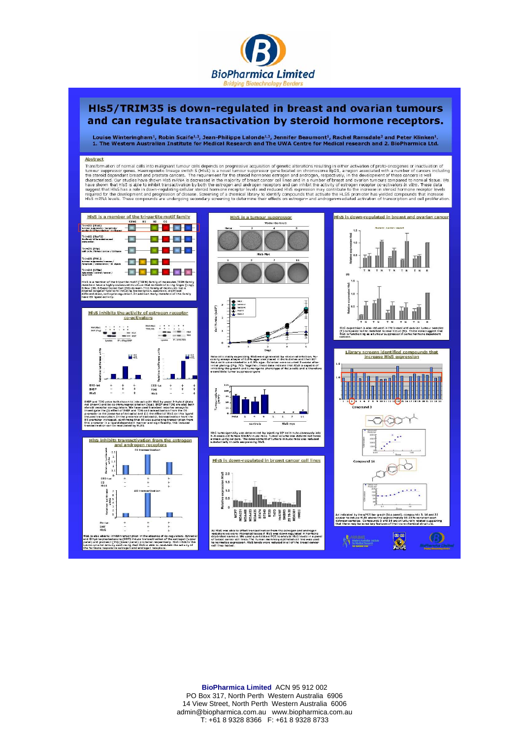# Hls5/TRIM35 is down-regulated in breast and ovarian tumours and can regulate transactivation by steroid hormone receptors.

**Louise Winteringham[1], Robin Scaife[1,2], Jean-Philippe Lalonde[1,2], Jennifer Beaumont[1], Rachel Ramsdale[2] and Peter Klinken[1].**
1. The Western Australian Institute for Medical Research and The UWA Centre for Medical research and 2. BioPharmica Ltd.

## Abstract

Transformation of normal cells into malignant tumour cells depends on progressive acquisition of genetic alterations resulting in either activation of proto-oncogenes or inactivation of tumour suppressor genes. Haemopoietic lineage switch 5 (Hls5) is a novel tumour suppressor gene located on chromosome 8p21, a region associated with a number of cancers including the steroid dependant breast and prostate cancers. The requirement for the steroid hormones estrogen and androgen, respectively, in the development of these cancers is well characterised. Our studies have shown Hls5 mRNA is decreased in the majority of breast cancer cell lines and in a number of breast and ovarian tumours compared to normal tissue. We have shown that Hls5 is able to inhibit transactivation by both the estrogen and androgen receptors and can inhibit the activity of estrogen receptor co-activators *in vitro*. These data suggest that Hls5 has a role in down-regulating cellular steroid hormone receptor levels and reduced Hls5 expression may contribute to the increase in steroid hormone receptor levels required for the development and progression of disease. Screening of a chemical library to identify compounds that activate the HLS5 promoter has yielded compounds that increase Hls5 mRNA levels. These compounds are undergoing secondary screening to determine their effects on estrogen- and androgen-mediated activation of transcription and cell proliferation.

## Hls5 is a member of the tri-partite motif family

Hls5 is a member of the tripartite motif (TRIM) family of molecules. TRIM family members have a highly conserved structure that consists of a ring finger (ring), B Box (B1, B2) and Coiled Coil (CC) domain. This family of molecules has a diverse range of functions including transcription, apoptosis, erythroid differentiation, cell cycle regulation. In addition, many members of this family have E3 ligase activity.

## Hls5 inhibits the activity of estrogen receptor co-activators

SKIP and TDG were both shown to interact with Hls5 by yeast 2-hybrid (data not shown) and by co-immunoprecipitation (top). SKIP and TDG are also both steroid receptor co-regulators. We have used transient reporter assays to investigate the (i) effect of SKIP and TDG on transactivation from the ER promoter in the presence of estradiol and (ii) the effect of Hls5 on the ligand induced transcription. In the presence of estradiol, transactivation from the ER promoter increased, confirming that ER was activating transcription from this promoter in a ligand-dependent manner and significantly, this induced transactivation can be modulated by HLS5.

## Hls5 inhibits transactivation from the estrogen and androgen receptors

Hls5 is also able to inhibit transcription in the absence of co-regulators. Estradiol and Dihydroxytestosterone (DHT) induce transactivation of the estrogen (upper panel) and androgen (PB) (lower panel) promoter respectively. Hls5 inhibits this transcriptional activity confirming that Hls5 is able to modulate the activity of the hormone responsive estrogen and androgen receptors.

## Hls5 is a tumour suppressor

Hela cells stably expressing Hls5 were generated by retroviral infection. For colony assays a layer of 0.8% agar was placed in 6cm dishes and then $10^4$ Hela cells were seeded in a 0.3% agar. Colonies were counted 3 weeks after initial plating (Fig. TC). Together, these data indicate that Hls5 is capable of inhibiting the growth and tumorigenic phenotype of HeLa cells and is therefore a candidate tumour suppressor gene.

Hls5 tumorigenicity was determined by injecting $10^6$ cells subcutaneously into 5-8-week-old female BALB/c nude mice. Tumour volume was determined twice a week using calipers. The development of tumours in nude mice was reduced substantially in cells expressing Hls5.

## Hls5 is down-regulated in breast cancer cell lines

As Hls5 was able to affect transactivation from the estrogen and androgen receptors we were interested to see if Hls5 was down regulated in hormone dependent cancer cell lines. We used quantitative PCR to analyse Hls5 levels in a panel of breast cancer cell lines. The human mammary epithelial cell line was used to normalise expression. Hls5 levels were reduced in all of the breast cancer cell lines tested.

## Hls5 is down-regulated in breast and ovarian cancer

Hls5 expression is also reduced in the breast and ovarian tumour samples (T) compared to the matched normal tissue (N). These data suggest that Hls5 is functioning as a tumour suppressor in some hormone dependent cancers.

## Library screens identified compounds that increase Hls5 expression

As indicated by the qPCR bar graph (top panel), compounds 3, 14 and 22 appear to induce HLS5 above the approximately 10-15% variation seen between samples. Compounds 3 and 14 are structurally related suggesting that there may be some key features of their core chemical structure.

---

**BioPharmica Limited** ACN 95 912 002
PO Box 317, North Perth Western Australia 6906
14 View Street, North Perth Western Australia 6006
admin@biopharmica.com.au www.biopharmica.com.au
T: +61 8 9328 8366 F: +61 8 9328 8733